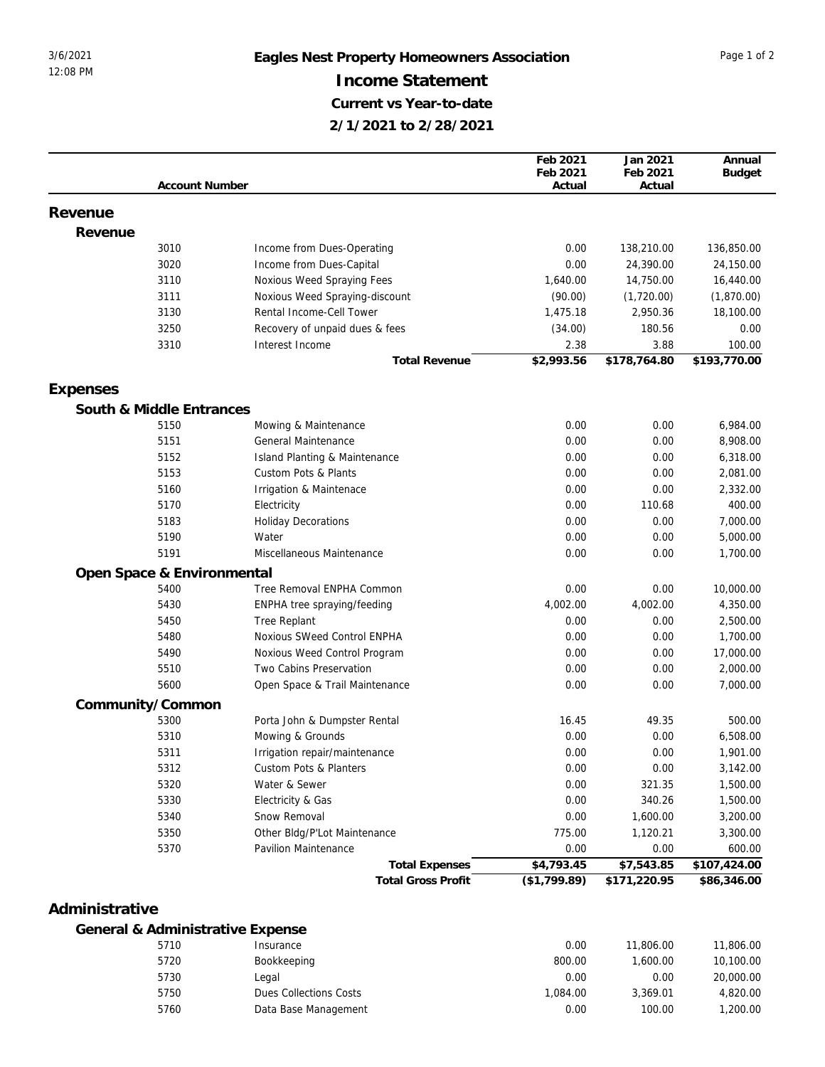# Eagles Nest Property Homeowners Association

## Income Statement

### Current vs Year-to-date

### 2/1/2021 to 2/28/2021

| Account Number | | Feb 2021 Feb 2021 Actual | Jan 2021 Feb 2021 Actual | Annual Budget |
|---|---|---|---|---|
| **Revenue** | | | | |
| **Revenue** | | | | |
| 3010 | Income from Dues-Operating | 0.00 | 138,210.00 | 136,850.00 |
| 3020 | Income from Dues-Capital | 0.00 | 24,390.00 | 24,150.00 |
| 3110 | Noxious Weed Spraying Fees | 1,640.00 | 14,750.00 | 16,440.00 |
| 3111 | Noxious Weed Spraying-discount | (90.00) | (1,720.00) | (1,870.00) |
| 3130 | Rental Income-Cell Tower | 1,475.18 | 2,950.36 | 18,100.00 |
| 3250 | Recovery of unpaid dues & fees | (34.00) | 180.56 | 0.00 |
| 3310 | Interest Income | 2.38 | 3.88 | 100.00 |
| | **Total Revenue** | **$2,993.56** | **$178,764.80** | **$193,770.00** |
| **Expenses** | | | | |
| **South & Middle Entrances** | | | | |
| 5150 | Mowing & Maintenance | 0.00 | 0.00 | 6,984.00 |
| 5151 | General Maintenance | 0.00 | 0.00 | 8,908.00 |
| 5152 | Island Planting & Maintenance | 0.00 | 0.00 | 6,318.00 |
| 5153 | Custom Pots & Plants | 0.00 | 0.00 | 2,081.00 |
| 5160 | Irrigation & Maintenace | 0.00 | 0.00 | 2,332.00 |
| 5170 | Electricity | 0.00 | 110.68 | 400.00 |
| 5183 | Holiday Decorations | 0.00 | 0.00 | 7,000.00 |
| 5190 | Water | 0.00 | 0.00 | 5,000.00 |
| 5191 | Miscellaneous Maintenance | 0.00 | 0.00 | 1,700.00 |
| **Open Space & Environmental** | | | | |
| 5400 | Tree Removal ENPHA Common | 0.00 | 0.00 | 10,000.00 |
| 5430 | ENPHA tree spraying/feeding | 4,002.00 | 4,002.00 | 4,350.00 |
| 5450 | Tree Replant | 0.00 | 0.00 | 2,500.00 |
| 5480 | Noxious SWeed Control ENPHA | 0.00 | 0.00 | 1,700.00 |
| 5490 | Noxious Weed Control Program | 0.00 | 0.00 | 17,000.00 |
| 5510 | Two Cabins Preservation | 0.00 | 0.00 | 2,000.00 |
| 5600 | Open Space & Trail Maintenance | 0.00 | 0.00 | 7,000.00 |
| **Community/Common** | | | | |
| 5300 | Porta John & Dumpster Rental | 16.45 | 49.35 | 500.00 |
| 5310 | Mowing & Grounds | 0.00 | 0.00 | 6,508.00 |
| 5311 | Irrigation repair/maintenance | 0.00 | 0.00 | 1,901.00 |
| 5312 | Custom Pots & Planters | 0.00 | 0.00 | 3,142.00 |
| 5320 | Water & Sewer | 0.00 | 321.35 | 1,500.00 |
| 5330 | Electricity & Gas | 0.00 | 340.26 | 1,500.00 |
| 5340 | Snow Removal | 0.00 | 1,600.00 | 3,200.00 |
| 5350 | Other Bldg/P'Lot Maintenance | 775.00 | 1,120.21 | 3,300.00 |
| 5370 | Pavilion Maintenance | 0.00 | 0.00 | 600.00 |
| | **Total Expenses** | **$4,793.45** | **$7,543.85** | **$107,424.00** |
| | **Total Gross Profit** | **($1,799.89)** | **$171,220.95** | **$86,346.00** |
| **Administrative** | | | | |
| **General & Administrative Expense** | | | | |
| 5710 | Insurance | 0.00 | 11,806.00 | 11,806.00 |
| 5720 | Bookkeeping | 800.00 | 1,600.00 | 10,100.00 |
| 5730 | Legal | 0.00 | 0.00 | 20,000.00 |
| 5750 | Dues Collections Costs | 1,084.00 | 3,369.01 | 4,820.00 |
| 5760 | Data Base Management | 0.00 | 100.00 | 1,200.00 |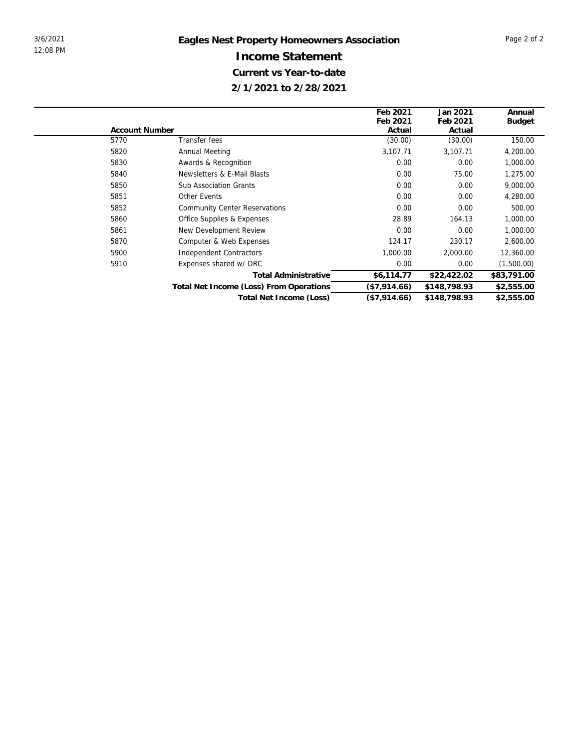# Eagles Nest Property Homeowners Association

## Income Statement

### Current vs Year-to-date

### 2/1/2021 to 2/28/2021

| Account Number | | Feb 2021 Feb 2021 Actual | Jan 2021 Feb 2021 Actual | Annual Budget |
|---|---|---|---|---|
| 5770 | Transfer fees | (30.00) | (30.00) | 150.00 |
| 5820 | Annual Meeting | 3,107.71 | 3,107.71 | 4,200.00 |
| 5830 | Awards & Recognition | 0.00 | 0.00 | 1,000.00 |
| 5840 | Newsletters & E-Mail Blasts | 0.00 | 75.00 | 1,275.00 |
| 5850 | Sub Association Grants | 0.00 | 0.00 | 9,000.00 |
| 5851 | Other Events | 0.00 | 0.00 | 4,280.00 |
| 5852 | Community Center Reservations | 0.00 | 0.00 | 500.00 |
| 5860 | Office Supplies & Expenses | 28.89 | 164.13 | 1,000.00 |
| 5861 | New Development Review | 0.00 | 0.00 | 1,000.00 |
| 5870 | Computer & Web Expenses | 124.17 | 230.17 | 2,600.00 |
| 5900 | Independent Contractors | 1,000.00 | 2,000.00 | 12,360.00 |
| 5910 | Expenses shared w/ DRC | 0.00 | 0.00 | (1,500.00) |
| | **Total Administrative** | **$6,114.77** | **$22,422.02** | **$83,791.00** |
| | **Total Net Income (Loss) From Operations** | **($7,914.66)** | **$148,798.93** | **$2,555.00** |
| | **Total Net Income (Loss)** | **($7,914.66)** | **$148,798.93** | **$2,555.00** |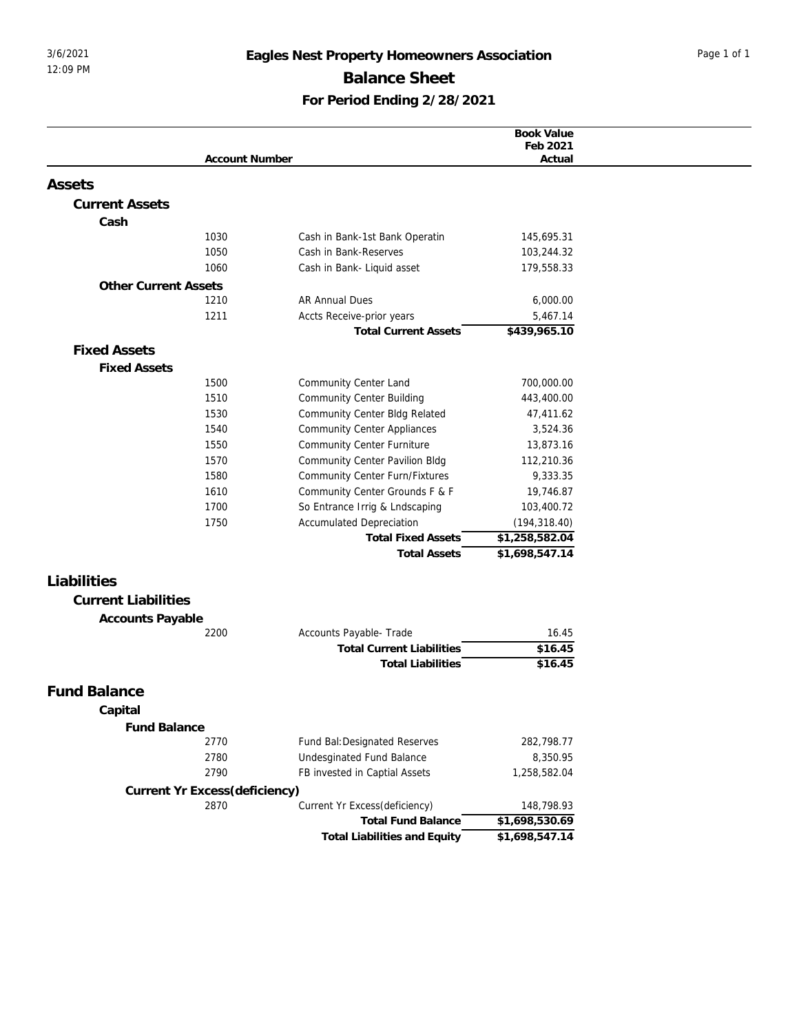# Eagles Nest Property Homeowners Association

## Balance Sheet

### For Period Ending 2/28/2021

| Account Number | | Book Value Feb 2021 Actual |
|---|---|---|
| **Assets** | | |
| **Current Assets** | | |
| **Cash** | | |
| 1030 | Cash in Bank-1st Bank Operatin | 145,695.31 |
| 1050 | Cash in Bank-Reserves | 103,244.32 |
| 1060 | Cash in Bank- Liquid asset | 179,558.33 |
| **Other Current Assets** | | |
| 1210 | AR Annual Dues | 6,000.00 |
| 1211 | Accts Receive-prior years | 5,467.14 |
| | **Total Current Assets** | **$439,965.10** |
| **Fixed Assets** | | |
| **Fixed Assets** | | |
| 1500 | Community Center Land | 700,000.00 |
| 1510 | Community Center Building | 443,400.00 |
| 1530 | Community Center Bldg Related | 47,411.62 |
| 1540 | Community Center Appliances | 3,524.36 |
| 1550 | Community Center Furniture | 13,873.16 |
| 1570 | Community Center Pavilion Bldg | 112,210.36 |
| 1580 | Community Center Furn/Fixtures | 9,333.35 |
| 1610 | Community Center Grounds F & F | 19,746.87 |
| 1700 | So Entrance Irrig & Lndscaping | 103,400.72 |
| 1750 | Accumulated Depreciation | (194,318.40) |
| | **Total Fixed Assets** | **$1,258,582.04** |
| | **Total Assets** | **$1,698,547.14** |
| **Liabilities** | | |
| **Current Liabilities** | | |
| **Accounts Payable** | | |
| 2200 | Accounts Payable- Trade | 16.45 |
| | **Total Current Liabilities** | **$16.45** |
| | **Total Liabilities** | **$16.45** |
| **Fund Balance** | | |
| **Capital** | | |
| **Fund Balance** | | |
| 2770 | Fund Bal:Designated Reserves | 282,798.77 |
| 2780 | Undesginated Fund Balance | 8,350.95 |
| 2790 | FB invested in Captial Assets | 1,258,582.04 |
| **Current Yr Excess(deficiency)** | | |
| 2870 | Current Yr Excess(deficiency) | 148,798.93 |
| | **Total Fund Balance** | **$1,698,530.69** |
| | **Total Liabilities and Equity** | **$1,698,547.14** |